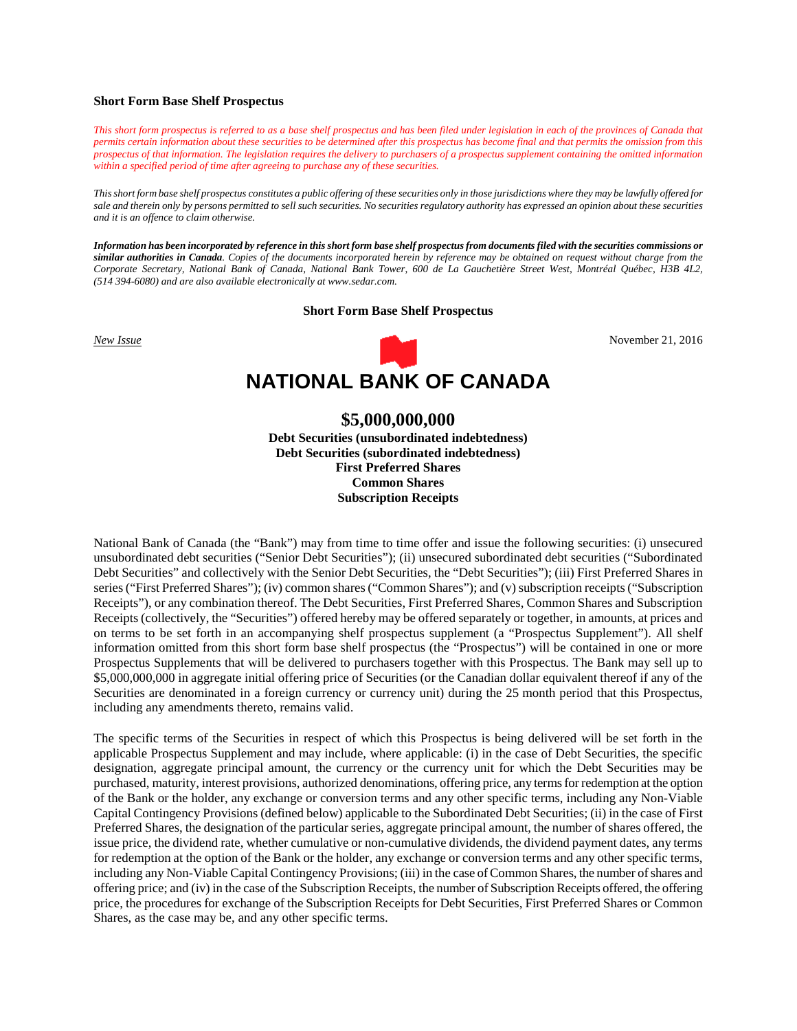**Short Form Base Shelf Prospectus**

*This short form prospectus is referred to as a base shelf prospectus and has been filed under legislation in each of the provinces of Canada that permits certain information about these securities to be determined after this prospectus has become final and that permits the omission from this prospectus of that information. The legislation requires the delivery to purchasers of a prospectus supplement containing the omitted information within a specified period of time after agreeing to purchase any of these securities.*

*This short form base shelf prospectus constitutes a public offering of these securities only in those jurisdictions where they may be lawfully offered for sale and therein only by persons permitted to sell such securities. No securities regulatory authority has expressed an opinion about these securities and it is an offence to claim otherwise.*

***Information has been incorporated by reference in this short form base shelf prospectus from documents filed with the securities commissions or similar authorities in Canada****. Copies of the documents incorporated herein by reference may be obtained on request without charge from the Corporate Secretary, National Bank of Canada, National Bank Tower, 600 de La Gauchetière Street West, Montréal Québec, H3B 4L2, (514 394-6080) and are also available electronically at www.sedar.com.*

**Short Form Base Shelf Prospectus**

*New Issue* November 21, 2016

# NATIONAL BANK OF CANADA

## $5,000,000,000

**Debt Securities (unsubordinated indebtedness)**
**Debt Securities (subordinated indebtedness)**
**First Preferred Shares**
**Common Shares**
**Subscription Receipts**

National Bank of Canada (the "Bank") may from time to time offer and issue the following securities: (i) unsecured unsubordinated debt securities ("Senior Debt Securities"); (ii) unsecured subordinated debt securities ("Subordinated Debt Securities" and collectively with the Senior Debt Securities, the "Debt Securities"); (iii) First Preferred Shares in series ("First Preferred Shares"); (iv) common shares ("Common Shares"); and (v) subscription receipts ("Subscription Receipts"), or any combination thereof. The Debt Securities, First Preferred Shares, Common Shares and Subscription Receipts (collectively, the "Securities") offered hereby may be offered separately or together, in amounts, at prices and on terms to be set forth in an accompanying shelf prospectus supplement (a "Prospectus Supplement"). All shelf information omitted from this short form base shelf prospectus (the "Prospectus") will be contained in one or more Prospectus Supplements that will be delivered to purchasers together with this Prospectus. The Bank may sell up to $5,000,000,000 in aggregate initial offering price of Securities (or the Canadian dollar equivalent thereof if any of the Securities are denominated in a foreign currency or currency unit) during the 25 month period that this Prospectus, including any amendments thereto, remains valid.

The specific terms of the Securities in respect of which this Prospectus is being delivered will be set forth in the applicable Prospectus Supplement and may include, where applicable: (i) in the case of Debt Securities, the specific designation, aggregate principal amount, the currency or the currency unit for which the Debt Securities may be purchased, maturity, interest provisions, authorized denominations, offering price, any terms for redemption at the option of the Bank or the holder, any exchange or conversion terms and any other specific terms, including any Non-Viable Capital Contingency Provisions (defined below) applicable to the Subordinated Debt Securities; (ii) in the case of First Preferred Shares, the designation of the particular series, aggregate principal amount, the number of shares offered, the issue price, the dividend rate, whether cumulative or non-cumulative dividends, the dividend payment dates, any terms for redemption at the option of the Bank or the holder, any exchange or conversion terms and any other specific terms, including any Non-Viable Capital Contingency Provisions; (iii) in the case of Common Shares, the number of shares and offering price; and (iv) in the case of the Subscription Receipts, the number of Subscription Receipts offered, the offering price, the procedures for exchange of the Subscription Receipts for Debt Securities, First Preferred Shares or Common Shares, as the case may be, and any other specific terms.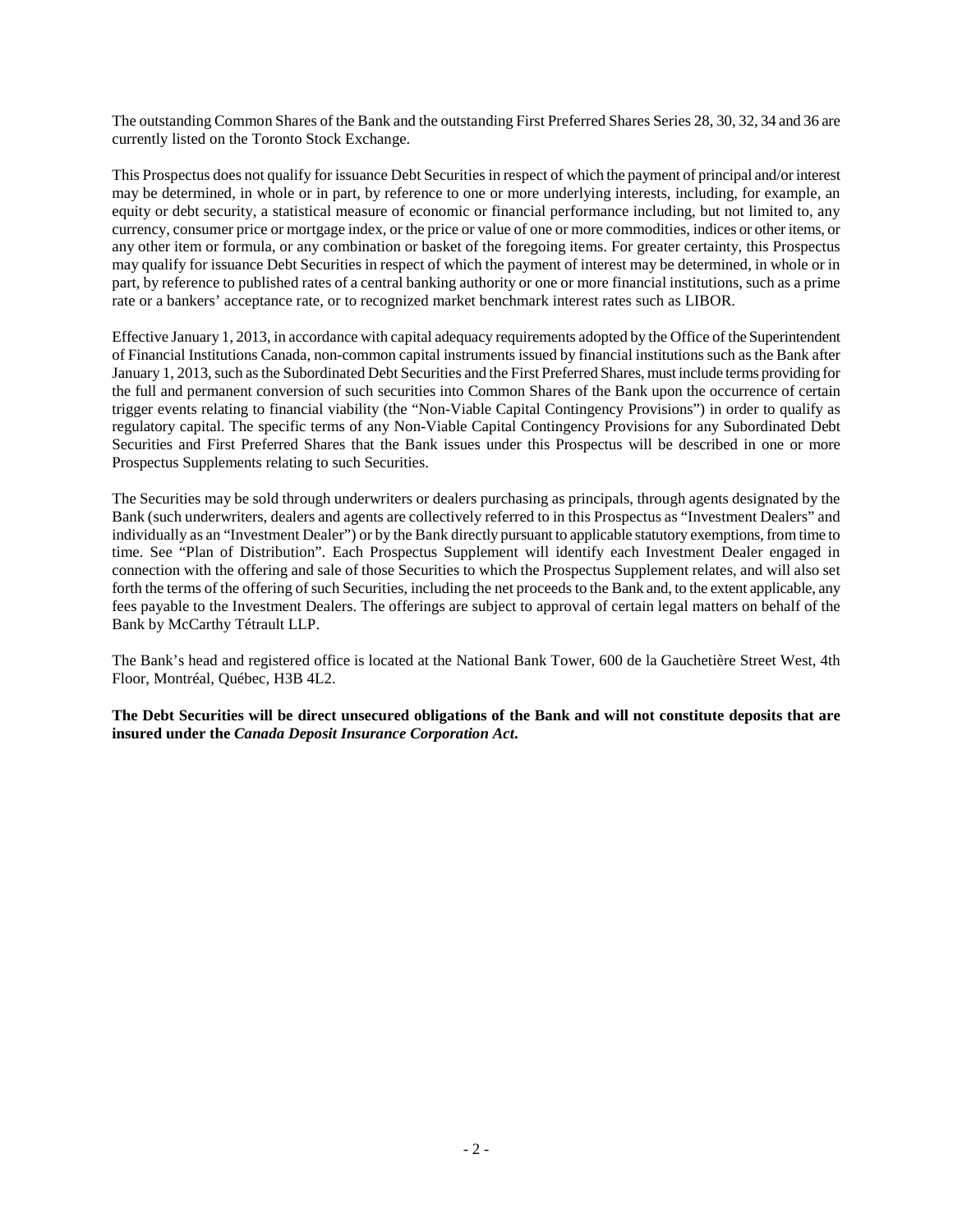The outstanding Common Shares of the Bank and the outstanding First Preferred Shares Series 28, 30, 32, 34 and 36 are currently listed on the Toronto Stock Exchange.

This Prospectus does not qualify for issuance Debt Securities in respect of which the payment of principal and/or interest may be determined, in whole or in part, by reference to one or more underlying interests, including, for example, an equity or debt security, a statistical measure of economic or financial performance including, but not limited to, any currency, consumer price or mortgage index, or the price or value of one or more commodities, indices or other items, or any other item or formula, or any combination or basket of the foregoing items. For greater certainty, this Prospectus may qualify for issuance Debt Securities in respect of which the payment of interest may be determined, in whole or in part, by reference to published rates of a central banking authority or one or more financial institutions, such as a prime rate or a bankers' acceptance rate, or to recognized market benchmark interest rates such as LIBOR.

Effective January 1, 2013, in accordance with capital adequacy requirements adopted by the Office of the Superintendent of Financial Institutions Canada, non-common capital instruments issued by financial institutions such as the Bank after January 1, 2013, such as the Subordinated Debt Securities and the First Preferred Shares, must include terms providing for the full and permanent conversion of such securities into Common Shares of the Bank upon the occurrence of certain trigger events relating to financial viability (the "Non-Viable Capital Contingency Provisions") in order to qualify as regulatory capital. The specific terms of any Non-Viable Capital Contingency Provisions for any Subordinated Debt Securities and First Preferred Shares that the Bank issues under this Prospectus will be described in one or more Prospectus Supplements relating to such Securities.

The Securities may be sold through underwriters or dealers purchasing as principals, through agents designated by the Bank (such underwriters, dealers and agents are collectively referred to in this Prospectus as "Investment Dealers" and individually as an "Investment Dealer") or by the Bank directly pursuant to applicable statutory exemptions, from time to time. See "Plan of Distribution". Each Prospectus Supplement will identify each Investment Dealer engaged in connection with the offering and sale of those Securities to which the Prospectus Supplement relates, and will also set forth the terms of the offering of such Securities, including the net proceeds to the Bank and, to the extent applicable, any fees payable to the Investment Dealers. The offerings are subject to approval of certain legal matters on behalf of the Bank by McCarthy Tétrault LLP.

The Bank's head and registered office is located at the National Bank Tower, 600 de la Gauchetière Street West, 4th Floor, Montréal, Québec, H3B 4L2.

**The Debt Securities will be direct unsecured obligations of the Bank and will not constitute deposits that are insured under the *Canada Deposit Insurance Corporation Act*.**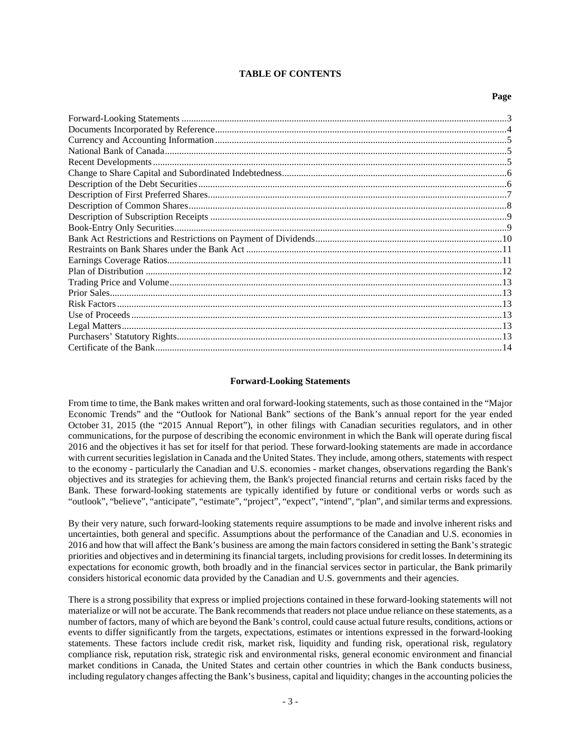**TABLE OF CONTENTS**

| | Page |
|---|---|
| Forward-Looking Statements | 3 |
| Documents Incorporated by Reference | 4 |
| Currency and Accounting Information | 5 |
| National Bank of Canada | 5 |
| Recent Developments | 5 |
| Change to Share Capital and Subordinated Indebtedness | 6 |
| Description of the Debt Securities | 6 |
| Description of First Preferred Shares | 7 |
| Description of Common Shares | 8 |
| Description of Subscription Receipts | 9 |
| Book-Entry Only Securities | 9 |
| Bank Act Restrictions and Restrictions on Payment of Dividends | 10 |
| Restraints on Bank Shares under the Bank Act | 11 |
| Earnings Coverage Ratios | 11 |
| Plan of Distribution | 12 |
| Trading Price and Volume | 13 |
| Prior Sales | 13 |
| Risk Factors | 13 |
| Use of Proceeds | 13 |
| Legal Matters | 13 |
| Purchasers' Statutory Rights | 13 |
| Certificate of the Bank | 14 |

## Forward-Looking Statements

From time to time, the Bank makes written and oral forward-looking statements, such as those contained in the "Major Economic Trends" and the "Outlook for National Bank" sections of the Bank's annual report for the year ended October 31, 2015 (the "2015 Annual Report"), in other filings with Canadian securities regulators, and in other communications, for the purpose of describing the economic environment in which the Bank will operate during fiscal 2016 and the objectives it has set for itself for that period. These forward-looking statements are made in accordance with current securities legislation in Canada and the United States. They include, among others, statements with respect to the economy - particularly the Canadian and U.S. economies - market changes, observations regarding the Bank's objectives and its strategies for achieving them, the Bank's projected financial returns and certain risks faced by the Bank. These forward-looking statements are typically identified by future or conditional verbs or words such as "outlook", "believe", "anticipate", "estimate", "project", "expect", "intend", "plan", and similar terms and expressions.

By their very nature, such forward-looking statements require assumptions to be made and involve inherent risks and uncertainties, both general and specific. Assumptions about the performance of the Canadian and U.S. economies in 2016 and how that will affect the Bank's business are among the main factors considered in setting the Bank's strategic priorities and objectives and in determining its financial targets, including provisions for credit losses. In determining its expectations for economic growth, both broadly and in the financial services sector in particular, the Bank primarily considers historical economic data provided by the Canadian and U.S. governments and their agencies.

There is a strong possibility that express or implied projections contained in these forward-looking statements will not materialize or will not be accurate. The Bank recommends that readers not place undue reliance on these statements, as a number of factors, many of which are beyond the Bank's control, could cause actual future results, conditions, actions or events to differ significantly from the targets, expectations, estimates or intentions expressed in the forward-looking statements. These factors include credit risk, market risk, liquidity and funding risk, operational risk, regulatory compliance risk, reputation risk, strategic risk and environmental risks, general economic environment and financial market conditions in Canada, the United States and certain other countries in which the Bank conducts business, including regulatory changes affecting the Bank's business, capital and liquidity; changes in the accounting policies the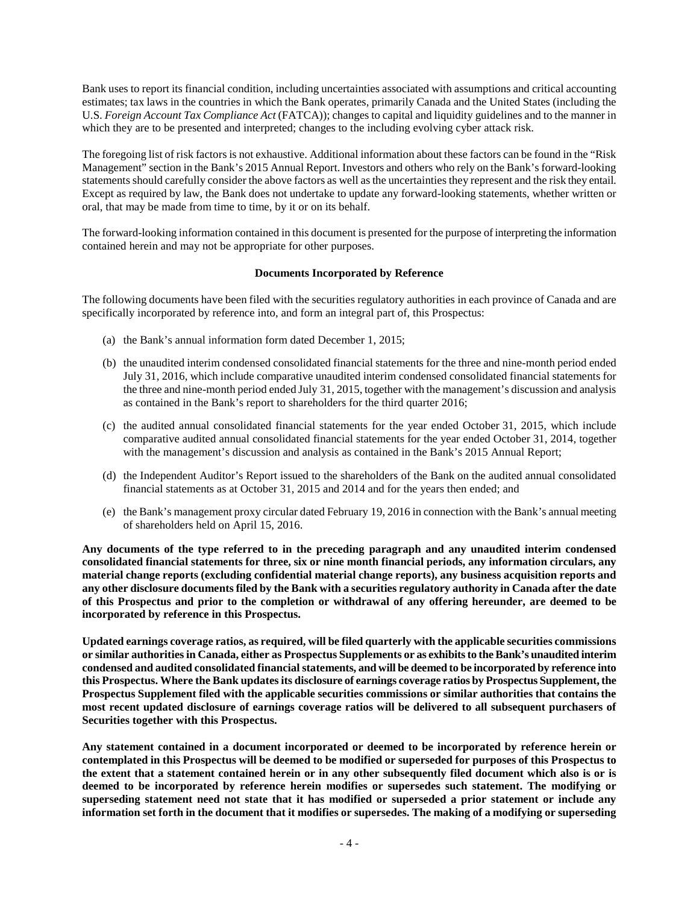Bank uses to report its financial condition, including uncertainties associated with assumptions and critical accounting estimates; tax laws in the countries in which the Bank operates, primarily Canada and the United States (including the U.S. *Foreign Account Tax Compliance Act* (FATCA)); changes to capital and liquidity guidelines and to the manner in which they are to be presented and interpreted; changes to the including evolving cyber attack risk.

The foregoing list of risk factors is not exhaustive. Additional information about these factors can be found in the "Risk Management" section in the Bank's 2015 Annual Report. Investors and others who rely on the Bank's forward-looking statements should carefully consider the above factors as well as the uncertainties they represent and the risk they entail. Except as required by law, the Bank does not undertake to update any forward-looking statements, whether written or oral, that may be made from time to time, by it or on its behalf.

The forward-looking information contained in this document is presented for the purpose of interpreting the information contained herein and may not be appropriate for other purposes.

## Documents Incorporated by Reference

The following documents have been filed with the securities regulatory authorities in each province of Canada and are specifically incorporated by reference into, and form an integral part of, this Prospectus:

(a) the Bank's annual information form dated December 1, 2015;

(b) the unaudited interim condensed consolidated financial statements for the three and nine-month period ended July 31, 2016, which include comparative unaudited interim condensed consolidated financial statements for the three and nine-month period ended July 31, 2015, together with the management's discussion and analysis as contained in the Bank's report to shareholders for the third quarter 2016;

(c) the audited annual consolidated financial statements for the year ended October 31, 2015, which include comparative audited annual consolidated financial statements for the year ended October 31, 2014, together with the management's discussion and analysis as contained in the Bank's 2015 Annual Report;

(d) the Independent Auditor's Report issued to the shareholders of the Bank on the audited annual consolidated financial statements as at October 31, 2015 and 2014 and for the years then ended; and

(e) the Bank's management proxy circular dated February 19, 2016 in connection with the Bank's annual meeting of shareholders held on April 15, 2016.

**Any documents of the type referred to in the preceding paragraph and any unaudited interim condensed consolidated financial statements for three, six or nine month financial periods, any information circulars, any material change reports (excluding confidential material change reports), any business acquisition reports and any other disclosure documents filed by the Bank with a securities regulatory authority in Canada after the date of this Prospectus and prior to the completion or withdrawal of any offering hereunder, are deemed to be incorporated by reference in this Prospectus.**

**Updated earnings coverage ratios, as required, will be filed quarterly with the applicable securities commissions or similar authorities in Canada, either as Prospectus Supplements or as exhibits to the Bank's unaudited interim condensed and audited consolidated financial statements, and will be deemed to be incorporated by reference into this Prospectus. Where the Bank updates its disclosure of earnings coverage ratios by Prospectus Supplement, the Prospectus Supplement filed with the applicable securities commissions or similar authorities that contains the most recent updated disclosure of earnings coverage ratios will be delivered to all subsequent purchasers of Securities together with this Prospectus.**

**Any statement contained in a document incorporated or deemed to be incorporated by reference herein or contemplated in this Prospectus will be deemed to be modified or superseded for purposes of this Prospectus to the extent that a statement contained herein or in any other subsequently filed document which also is or is deemed to be incorporated by reference herein modifies or supersedes such statement. The modifying or superseding statement need not state that it has modified or superseded a prior statement or include any information set forth in the document that it modifies or supersedes. The making of a modifying or superseding**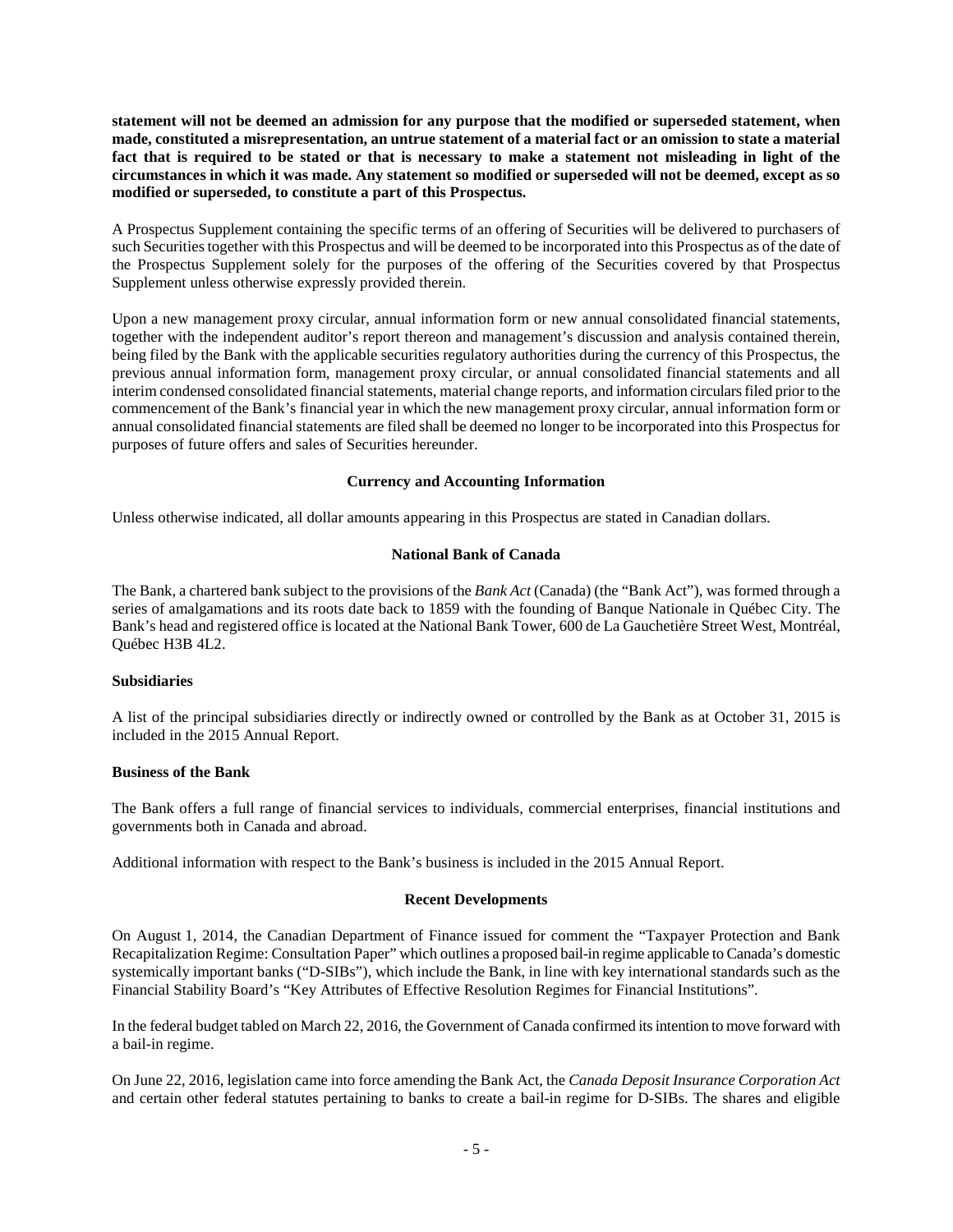**statement will not be deemed an admission for any purpose that the modified or superseded statement, when made, constituted a misrepresentation, an untrue statement of a material fact or an omission to state a material fact that is required to be stated or that is necessary to make a statement not misleading in light of the circumstances in which it was made. Any statement so modified or superseded will not be deemed, except as so modified or superseded, to constitute a part of this Prospectus.**

A Prospectus Supplement containing the specific terms of an offering of Securities will be delivered to purchasers of such Securities together with this Prospectus and will be deemed to be incorporated into this Prospectus as of the date of the Prospectus Supplement solely for the purposes of the offering of the Securities covered by that Prospectus Supplement unless otherwise expressly provided therein.

Upon a new management proxy circular, annual information form or new annual consolidated financial statements, together with the independent auditor's report thereon and management's discussion and analysis contained therein, being filed by the Bank with the applicable securities regulatory authorities during the currency of this Prospectus, the previous annual information form, management proxy circular, or annual consolidated financial statements and all interim condensed consolidated financial statements, material change reports, and information circulars filed prior to the commencement of the Bank's financial year in which the new management proxy circular, annual information form or annual consolidated financial statements are filed shall be deemed no longer to be incorporated into this Prospectus for purposes of future offers and sales of Securities hereunder.

## Currency and Accounting Information

Unless otherwise indicated, all dollar amounts appearing in this Prospectus are stated in Canadian dollars.

## National Bank of Canada

The Bank, a chartered bank subject to the provisions of the *Bank Act* (Canada) (the "Bank Act"), was formed through a series of amalgamations and its roots date back to 1859 with the founding of Banque Nationale in Québec City. The Bank's head and registered office is located at the National Bank Tower, 600 de La Gauchetière Street West, Montréal, Québec H3B 4L2.

### Subsidiaries

A list of the principal subsidiaries directly or indirectly owned or controlled by the Bank as at October 31, 2015 is included in the 2015 Annual Report.

### Business of the Bank

The Bank offers a full range of financial services to individuals, commercial enterprises, financial institutions and governments both in Canada and abroad.

Additional information with respect to the Bank's business is included in the 2015 Annual Report.

## Recent Developments

On August 1, 2014, the Canadian Department of Finance issued for comment the "Taxpayer Protection and Bank Recapitalization Regime: Consultation Paper" which outlines a proposed bail-in regime applicable to Canada's domestic systemically important banks ("D-SIBs"), which include the Bank, in line with key international standards such as the Financial Stability Board's "Key Attributes of Effective Resolution Regimes for Financial Institutions".

In the federal budget tabled on March 22, 2016, the Government of Canada confirmed its intention to move forward with a bail-in regime.

On June 22, 2016, legislation came into force amending the Bank Act, the *Canada Deposit Insurance Corporation Act* and certain other federal statutes pertaining to banks to create a bail-in regime for D-SIBs. The shares and eligible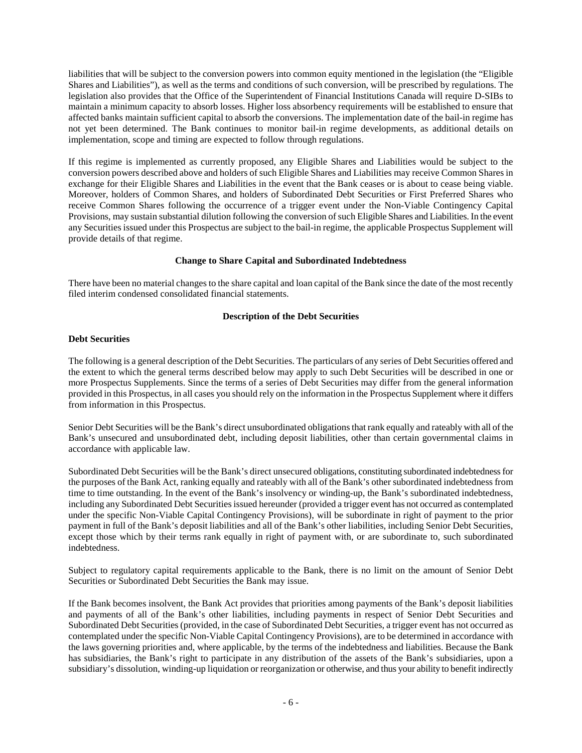liabilities that will be subject to the conversion powers into common equity mentioned in the legislation (the "Eligible Shares and Liabilities"), as well as the terms and conditions of such conversion, will be prescribed by regulations. The legislation also provides that the Office of the Superintendent of Financial Institutions Canada will require D-SIBs to maintain a minimum capacity to absorb losses. Higher loss absorbency requirements will be established to ensure that affected banks maintain sufficient capital to absorb the conversions. The implementation date of the bail-in regime has not yet been determined. The Bank continues to monitor bail-in regime developments, as additional details on implementation, scope and timing are expected to follow through regulations.

If this regime is implemented as currently proposed, any Eligible Shares and Liabilities would be subject to the conversion powers described above and holders of such Eligible Shares and Liabilities may receive Common Shares in exchange for their Eligible Shares and Liabilities in the event that the Bank ceases or is about to cease being viable. Moreover, holders of Common Shares, and holders of Subordinated Debt Securities or First Preferred Shares who receive Common Shares following the occurrence of a trigger event under the Non-Viable Contingency Capital Provisions, may sustain substantial dilution following the conversion of such Eligible Shares and Liabilities. In the event any Securities issued under this Prospectus are subject to the bail-in regime, the applicable Prospectus Supplement will provide details of that regime.

## Change to Share Capital and Subordinated Indebtedness

There have been no material changes to the share capital and loan capital of the Bank since the date of the most recently filed interim condensed consolidated financial statements.

## Description of the Debt Securities

### Debt Securities

The following is a general description of the Debt Securities. The particulars of any series of Debt Securities offered and the extent to which the general terms described below may apply to such Debt Securities will be described in one or more Prospectus Supplements. Since the terms of a series of Debt Securities may differ from the general information provided in this Prospectus, in all cases you should rely on the information in the Prospectus Supplement where it differs from information in this Prospectus.

Senior Debt Securities will be the Bank's direct unsubordinated obligations that rank equally and rateably with all of the Bank's unsecured and unsubordinated debt, including deposit liabilities, other than certain governmental claims in accordance with applicable law.

Subordinated Debt Securities will be the Bank's direct unsecured obligations, constituting subordinated indebtedness for the purposes of the Bank Act, ranking equally and rateably with all of the Bank's other subordinated indebtedness from time to time outstanding. In the event of the Bank's insolvency or winding-up, the Bank's subordinated indebtedness, including any Subordinated Debt Securities issued hereunder (provided a trigger event has not occurred as contemplated under the specific Non-Viable Capital Contingency Provisions), will be subordinate in right of payment to the prior payment in full of the Bank's deposit liabilities and all of the Bank's other liabilities, including Senior Debt Securities, except those which by their terms rank equally in right of payment with, or are subordinate to, such subordinated indebtedness.

Subject to regulatory capital requirements applicable to the Bank, there is no limit on the amount of Senior Debt Securities or Subordinated Debt Securities the Bank may issue.

If the Bank becomes insolvent, the Bank Act provides that priorities among payments of the Bank's deposit liabilities and payments of all of the Bank's other liabilities, including payments in respect of Senior Debt Securities and Subordinated Debt Securities (provided, in the case of Subordinated Debt Securities, a trigger event has not occurred as contemplated under the specific Non-Viable Capital Contingency Provisions), are to be determined in accordance with the laws governing priorities and, where applicable, by the terms of the indebtedness and liabilities. Because the Bank has subsidiaries, the Bank's right to participate in any distribution of the assets of the Bank's subsidiaries, upon a subsidiary's dissolution, winding-up liquidation or reorganization or otherwise, and thus your ability to benefit indirectly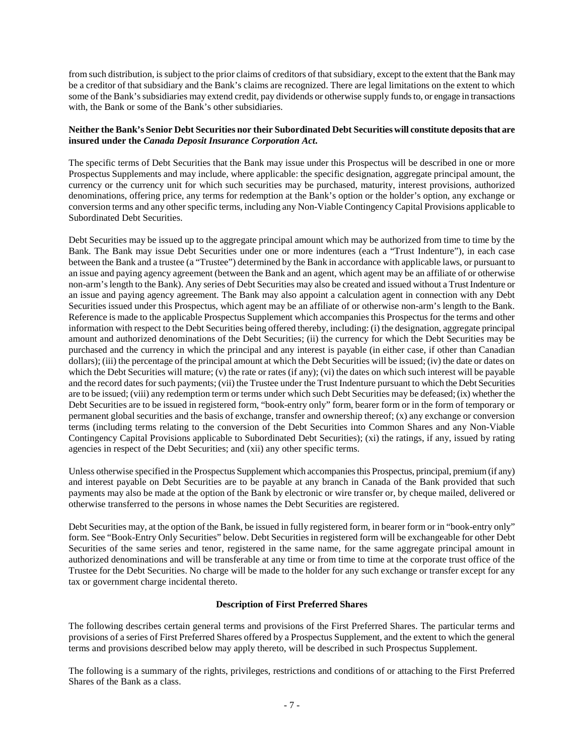from such distribution, is subject to the prior claims of creditors of that subsidiary, except to the extent that the Bank may be a creditor of that subsidiary and the Bank's claims are recognized. There are legal limitations on the extent to which some of the Bank's subsidiaries may extend credit, pay dividends or otherwise supply funds to, or engage in transactions with, the Bank or some of the Bank's other subsidiaries.

**Neither the Bank's Senior Debt Securities nor their Subordinated Debt Securities will constitute deposits that are insured under the *Canada Deposit Insurance Corporation Act*.**

The specific terms of Debt Securities that the Bank may issue under this Prospectus will be described in one or more Prospectus Supplements and may include, where applicable: the specific designation, aggregate principal amount, the currency or the currency unit for which such securities may be purchased, maturity, interest provisions, authorized denominations, offering price, any terms for redemption at the Bank's option or the holder's option, any exchange or conversion terms and any other specific terms, including any Non-Viable Contingency Capital Provisions applicable to Subordinated Debt Securities.

Debt Securities may be issued up to the aggregate principal amount which may be authorized from time to time by the Bank. The Bank may issue Debt Securities under one or more indentures (each a "Trust Indenture"), in each case between the Bank and a trustee (a "Trustee") determined by the Bank in accordance with applicable laws, or pursuant to an issue and paying agency agreement (between the Bank and an agent, which agent may be an affiliate of or otherwise non-arm's length to the Bank). Any series of Debt Securities may also be created and issued without a Trust Indenture or an issue and paying agency agreement. The Bank may also appoint a calculation agent in connection with any Debt Securities issued under this Prospectus, which agent may be an affiliate of or otherwise non-arm's length to the Bank. Reference is made to the applicable Prospectus Supplement which accompanies this Prospectus for the terms and other information with respect to the Debt Securities being offered thereby, including: (i) the designation, aggregate principal amount and authorized denominations of the Debt Securities; (ii) the currency for which the Debt Securities may be purchased and the currency in which the principal and any interest is payable (in either case, if other than Canadian dollars); (iii) the percentage of the principal amount at which the Debt Securities will be issued; (iv) the date or dates on which the Debt Securities will mature; (v) the rate or rates (if any); (vi) the dates on which such interest will be payable and the record dates for such payments; (vii) the Trustee under the Trust Indenture pursuant to which the Debt Securities are to be issued; (viii) any redemption term or terms under which such Debt Securities may be defeased; (ix) whether the Debt Securities are to be issued in registered form, "book-entry only" form, bearer form or in the form of temporary or permanent global securities and the basis of exchange, transfer and ownership thereof; (x) any exchange or conversion terms (including terms relating to the conversion of the Debt Securities into Common Shares and any Non-Viable Contingency Capital Provisions applicable to Subordinated Debt Securities); (xi) the ratings, if any, issued by rating agencies in respect of the Debt Securities; and (xii) any other specific terms.

Unless otherwise specified in the Prospectus Supplement which accompanies this Prospectus, principal, premium (if any) and interest payable on Debt Securities are to be payable at any branch in Canada of the Bank provided that such payments may also be made at the option of the Bank by electronic or wire transfer or, by cheque mailed, delivered or otherwise transferred to the persons in whose names the Debt Securities are registered.

Debt Securities may, at the option of the Bank, be issued in fully registered form, in bearer form or in "book-entry only" form. See "Book-Entry Only Securities" below. Debt Securities in registered form will be exchangeable for other Debt Securities of the same series and tenor, registered in the same name, for the same aggregate principal amount in authorized denominations and will be transferable at any time or from time to time at the corporate trust office of the Trustee for the Debt Securities. No charge will be made to the holder for any such exchange or transfer except for any tax or government charge incidental thereto.

## Description of First Preferred Shares

The following describes certain general terms and provisions of the First Preferred Shares. The particular terms and provisions of a series of First Preferred Shares offered by a Prospectus Supplement, and the extent to which the general terms and provisions described below may apply thereto, will be described in such Prospectus Supplement.

The following is a summary of the rights, privileges, restrictions and conditions of or attaching to the First Preferred Shares of the Bank as a class.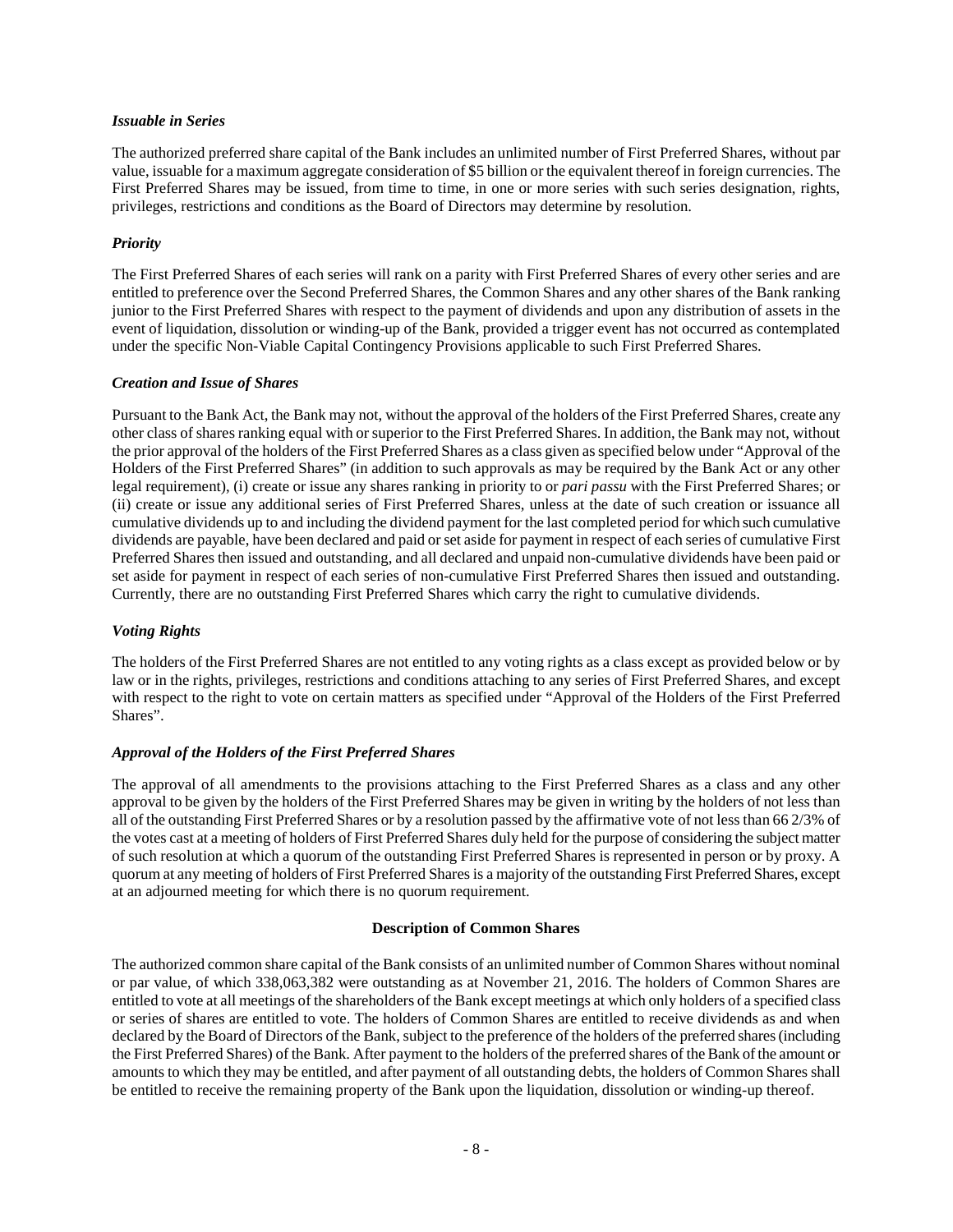### *Issuable in Series*

The authorized preferred share capital of the Bank includes an unlimited number of First Preferred Shares, without par value, issuable for a maximum aggregate consideration of $5 billion or the equivalent thereof in foreign currencies. The First Preferred Shares may be issued, from time to time, in one or more series with such series designation, rights, privileges, restrictions and conditions as the Board of Directors may determine by resolution.

### *Priority*

The First Preferred Shares of each series will rank on a parity with First Preferred Shares of every other series and are entitled to preference over the Second Preferred Shares, the Common Shares and any other shares of the Bank ranking junior to the First Preferred Shares with respect to the payment of dividends and upon any distribution of assets in the event of liquidation, dissolution or winding-up of the Bank, provided a trigger event has not occurred as contemplated under the specific Non-Viable Capital Contingency Provisions applicable to such First Preferred Shares.

### *Creation and Issue of Shares*

Pursuant to the Bank Act, the Bank may not, without the approval of the holders of the First Preferred Shares, create any other class of shares ranking equal with or superior to the First Preferred Shares. In addition, the Bank may not, without the prior approval of the holders of the First Preferred Shares as a class given as specified below under "Approval of the Holders of the First Preferred Shares" (in addition to such approvals as may be required by the Bank Act or any other legal requirement), (i) create or issue any shares ranking in priority to or *pari passu* with the First Preferred Shares; or (ii) create or issue any additional series of First Preferred Shares, unless at the date of such creation or issuance all cumulative dividends up to and including the dividend payment for the last completed period for which such cumulative dividends are payable, have been declared and paid or set aside for payment in respect of each series of cumulative First Preferred Shares then issued and outstanding, and all declared and unpaid non-cumulative dividends have been paid or set aside for payment in respect of each series of non-cumulative First Preferred Shares then issued and outstanding. Currently, there are no outstanding First Preferred Shares which carry the right to cumulative dividends.

### *Voting Rights*

The holders of the First Preferred Shares are not entitled to any voting rights as a class except as provided below or by law or in the rights, privileges, restrictions and conditions attaching to any series of First Preferred Shares, and except with respect to the right to vote on certain matters as specified under "Approval of the Holders of the First Preferred Shares".

### *Approval of the Holders of the First Preferred Shares*

The approval of all amendments to the provisions attaching to the First Preferred Shares as a class and any other approval to be given by the holders of the First Preferred Shares may be given in writing by the holders of not less than all of the outstanding First Preferred Shares or by a resolution passed by the affirmative vote of not less than 66 2/3% of the votes cast at a meeting of holders of First Preferred Shares duly held for the purpose of considering the subject matter of such resolution at which a quorum of the outstanding First Preferred Shares is represented in person or by proxy. A quorum at any meeting of holders of First Preferred Shares is a majority of the outstanding First Preferred Shares, except at an adjourned meeting for which there is no quorum requirement.

## Description of Common Shares

The authorized common share capital of the Bank consists of an unlimited number of Common Shares without nominal or par value, of which 338,063,382 were outstanding as at November 21, 2016. The holders of Common Shares are entitled to vote at all meetings of the shareholders of the Bank except meetings at which only holders of a specified class or series of shares are entitled to vote. The holders of Common Shares are entitled to receive dividends as and when declared by the Board of Directors of the Bank, subject to the preference of the holders of the preferred shares (including the First Preferred Shares) of the Bank. After payment to the holders of the preferred shares of the Bank of the amount or amounts to which they may be entitled, and after payment of all outstanding debts, the holders of Common Shares shall be entitled to receive the remaining property of the Bank upon the liquidation, dissolution or winding-up thereof.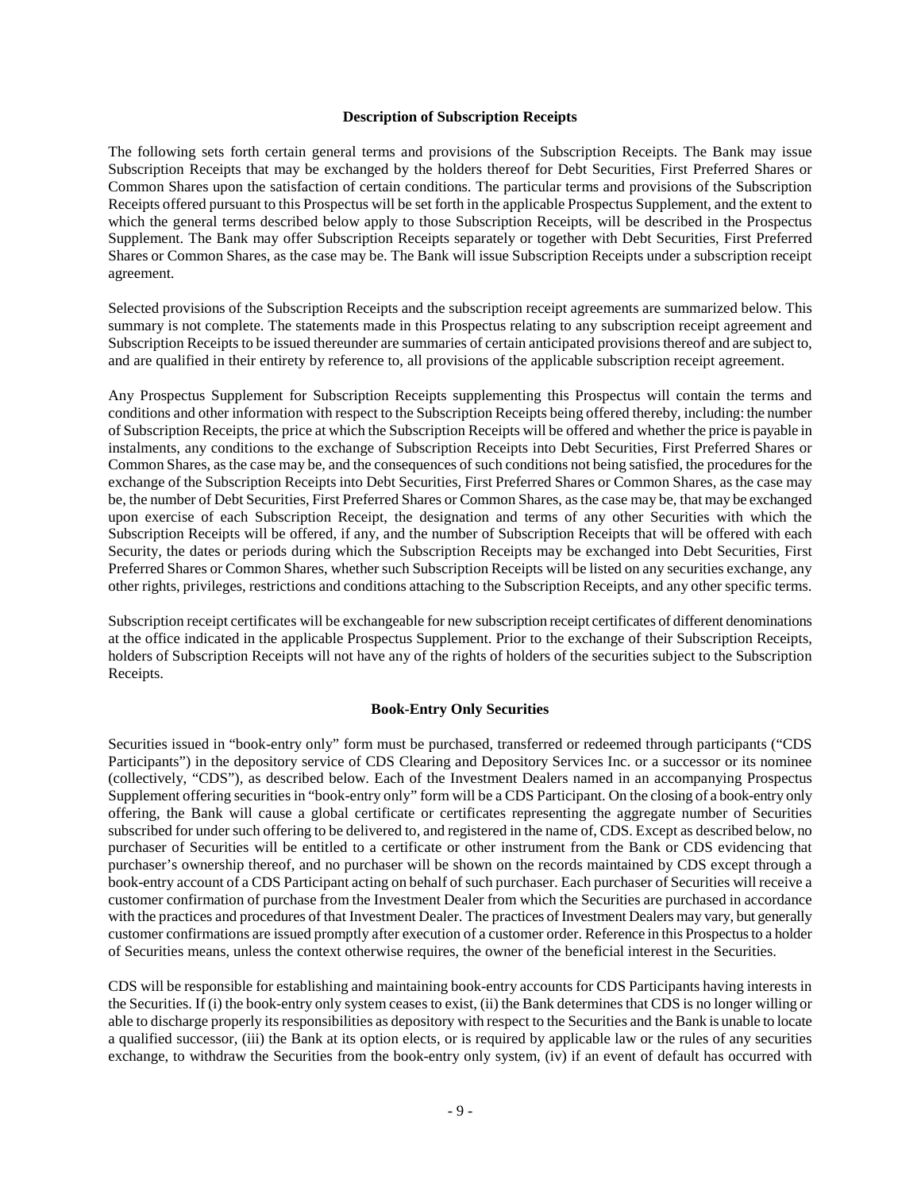**Description of Subscription Receipts**

The following sets forth certain general terms and provisions of the Subscription Receipts. The Bank may issue Subscription Receipts that may be exchanged by the holders thereof for Debt Securities, First Preferred Shares or Common Shares upon the satisfaction of certain conditions. The particular terms and provisions of the Subscription Receipts offered pursuant to this Prospectus will be set forth in the applicable Prospectus Supplement, and the extent to which the general terms described below apply to those Subscription Receipts, will be described in the Prospectus Supplement. The Bank may offer Subscription Receipts separately or together with Debt Securities, First Preferred Shares or Common Shares, as the case may be. The Bank will issue Subscription Receipts under a subscription receipt agreement.

Selected provisions of the Subscription Receipts and the subscription receipt agreements are summarized below. This summary is not complete. The statements made in this Prospectus relating to any subscription receipt agreement and Subscription Receipts to be issued thereunder are summaries of certain anticipated provisions thereof and are subject to, and are qualified in their entirety by reference to, all provisions of the applicable subscription receipt agreement.

Any Prospectus Supplement for Subscription Receipts supplementing this Prospectus will contain the terms and conditions and other information with respect to the Subscription Receipts being offered thereby, including: the number of Subscription Receipts, the price at which the Subscription Receipts will be offered and whether the price is payable in instalments, any conditions to the exchange of Subscription Receipts into Debt Securities, First Preferred Shares or Common Shares, as the case may be, and the consequences of such conditions not being satisfied, the procedures for the exchange of the Subscription Receipts into Debt Securities, First Preferred Shares or Common Shares, as the case may be, the number of Debt Securities, First Preferred Shares or Common Shares, as the case may be, that may be exchanged upon exercise of each Subscription Receipt, the designation and terms of any other Securities with which the Subscription Receipts will be offered, if any, and the number of Subscription Receipts that will be offered with each Security, the dates or periods during which the Subscription Receipts may be exchanged into Debt Securities, First Preferred Shares or Common Shares, whether such Subscription Receipts will be listed on any securities exchange, any other rights, privileges, restrictions and conditions attaching to the Subscription Receipts, and any other specific terms.

Subscription receipt certificates will be exchangeable for new subscription receipt certificates of different denominations at the office indicated in the applicable Prospectus Supplement. Prior to the exchange of their Subscription Receipts, holders of Subscription Receipts will not have any of the rights of holders of the securities subject to the Subscription Receipts.

**Book-Entry Only Securities**

Securities issued in "book-entry only" form must be purchased, transferred or redeemed through participants ("CDS Participants") in the depository service of CDS Clearing and Depository Services Inc. or a successor or its nominee (collectively, "CDS"), as described below. Each of the Investment Dealers named in an accompanying Prospectus Supplement offering securities in "book-entry only" form will be a CDS Participant. On the closing of a book-entry only offering, the Bank will cause a global certificate or certificates representing the aggregate number of Securities subscribed for under such offering to be delivered to, and registered in the name of, CDS. Except as described below, no purchaser of Securities will be entitled to a certificate or other instrument from the Bank or CDS evidencing that purchaser's ownership thereof, and no purchaser will be shown on the records maintained by CDS except through a book-entry account of a CDS Participant acting on behalf of such purchaser. Each purchaser of Securities will receive a customer confirmation of purchase from the Investment Dealer from which the Securities are purchased in accordance with the practices and procedures of that Investment Dealer. The practices of Investment Dealers may vary, but generally customer confirmations are issued promptly after execution of a customer order. Reference in this Prospectus to a holder of Securities means, unless the context otherwise requires, the owner of the beneficial interest in the Securities.

CDS will be responsible for establishing and maintaining book-entry accounts for CDS Participants having interests in the Securities. If (i) the book-entry only system ceases to exist, (ii) the Bank determines that CDS is no longer willing or able to discharge properly its responsibilities as depository with respect to the Securities and the Bank is unable to locate a qualified successor, (iii) the Bank at its option elects, or is required by applicable law or the rules of any securities exchange, to withdraw the Securities from the book-entry only system, (iv) if an event of default has occurred with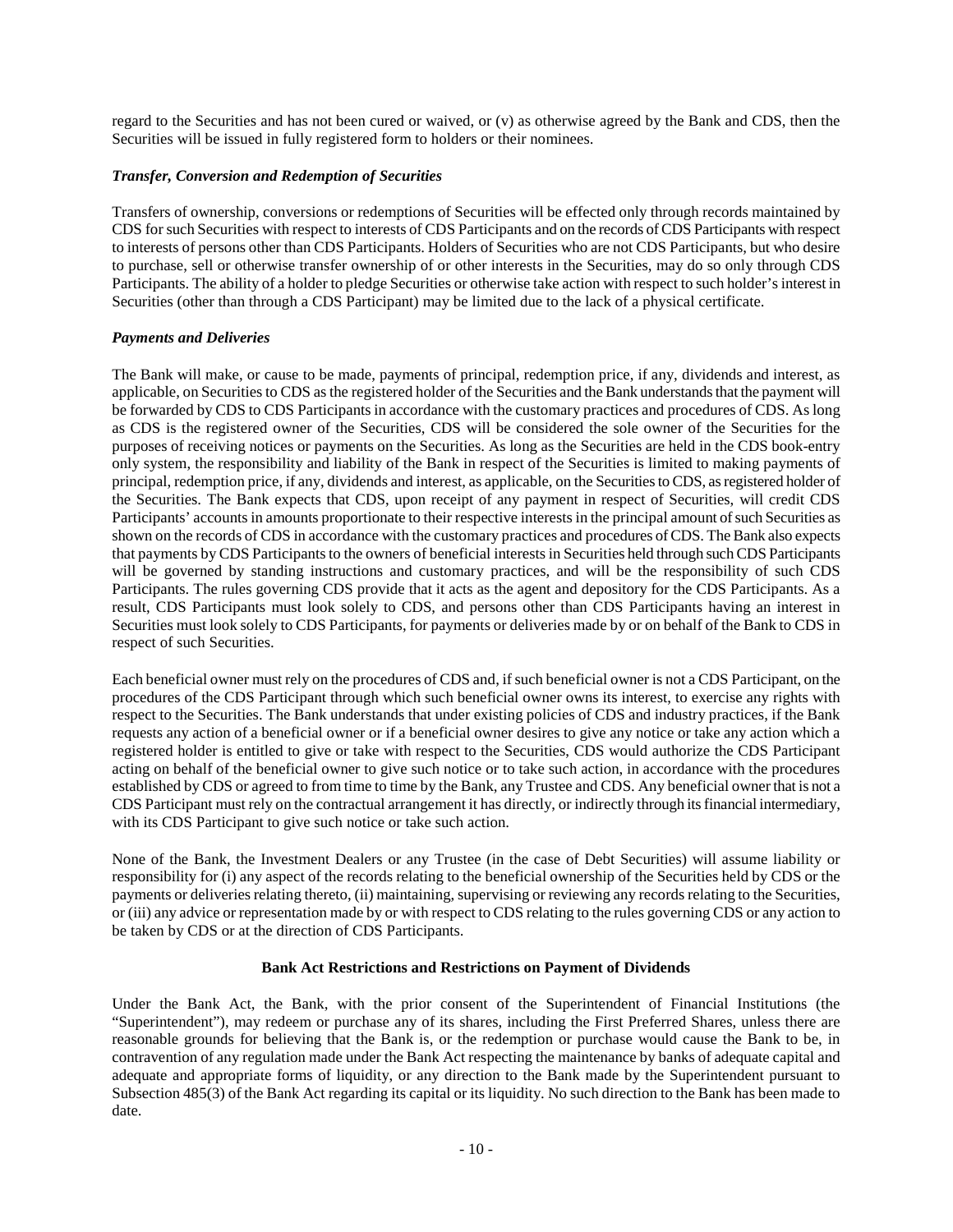regard to the Securities and has not been cured or waived, or (v) as otherwise agreed by the Bank and CDS, then the Securities will be issued in fully registered form to holders or their nominees.

### *Transfer, Conversion and Redemption of Securities*

Transfers of ownership, conversions or redemptions of Securities will be effected only through records maintained by CDS for such Securities with respect to interests of CDS Participants and on the records of CDS Participants with respect to interests of persons other than CDS Participants. Holders of Securities who are not CDS Participants, but who desire to purchase, sell or otherwise transfer ownership of or other interests in the Securities, may do so only through CDS Participants. The ability of a holder to pledge Securities or otherwise take action with respect to such holder's interest in Securities (other than through a CDS Participant) may be limited due to the lack of a physical certificate.

### *Payments and Deliveries*

The Bank will make, or cause to be made, payments of principal, redemption price, if any, dividends and interest, as applicable, on Securities to CDS as the registered holder of the Securities and the Bank understands that the payment will be forwarded by CDS to CDS Participants in accordance with the customary practices and procedures of CDS. As long as CDS is the registered owner of the Securities, CDS will be considered the sole owner of the Securities for the purposes of receiving notices or payments on the Securities. As long as the Securities are held in the CDS book-entry only system, the responsibility and liability of the Bank in respect of the Securities is limited to making payments of principal, redemption price, if any, dividends and interest, as applicable, on the Securities to CDS, as registered holder of the Securities. The Bank expects that CDS, upon receipt of any payment in respect of Securities, will credit CDS Participants' accounts in amounts proportionate to their respective interests in the principal amount of such Securities as shown on the records of CDS in accordance with the customary practices and procedures of CDS. The Bank also expects that payments by CDS Participants to the owners of beneficial interests in Securities held through such CDS Participants will be governed by standing instructions and customary practices, and will be the responsibility of such CDS Participants. The rules governing CDS provide that it acts as the agent and depository for the CDS Participants. As a result, CDS Participants must look solely to CDS, and persons other than CDS Participants having an interest in Securities must look solely to CDS Participants, for payments or deliveries made by or on behalf of the Bank to CDS in respect of such Securities.

Each beneficial owner must rely on the procedures of CDS and, if such beneficial owner is not a CDS Participant, on the procedures of the CDS Participant through which such beneficial owner owns its interest, to exercise any rights with respect to the Securities. The Bank understands that under existing policies of CDS and industry practices, if the Bank requests any action of a beneficial owner or if a beneficial owner desires to give any notice or take any action which a registered holder is entitled to give or take with respect to the Securities, CDS would authorize the CDS Participant acting on behalf of the beneficial owner to give such notice or to take such action, in accordance with the procedures established by CDS or agreed to from time to time by the Bank, any Trustee and CDS. Any beneficial owner that is not a CDS Participant must rely on the contractual arrangement it has directly, or indirectly through its financial intermediary, with its CDS Participant to give such notice or take such action.

None of the Bank, the Investment Dealers or any Trustee (in the case of Debt Securities) will assume liability or responsibility for (i) any aspect of the records relating to the beneficial ownership of the Securities held by CDS or the payments or deliveries relating thereto, (ii) maintaining, supervising or reviewing any records relating to the Securities, or (iii) any advice or representation made by or with respect to CDS relating to the rules governing CDS or any action to be taken by CDS or at the direction of CDS Participants.

## Bank Act Restrictions and Restrictions on Payment of Dividends

Under the Bank Act, the Bank, with the prior consent of the Superintendent of Financial Institutions (the "Superintendent"), may redeem or purchase any of its shares, including the First Preferred Shares, unless there are reasonable grounds for believing that the Bank is, or the redemption or purchase would cause the Bank to be, in contravention of any regulation made under the Bank Act respecting the maintenance by banks of adequate capital and adequate and appropriate forms of liquidity, or any direction to the Bank made by the Superintendent pursuant to Subsection 485(3) of the Bank Act regarding its capital or its liquidity. No such direction to the Bank has been made to date.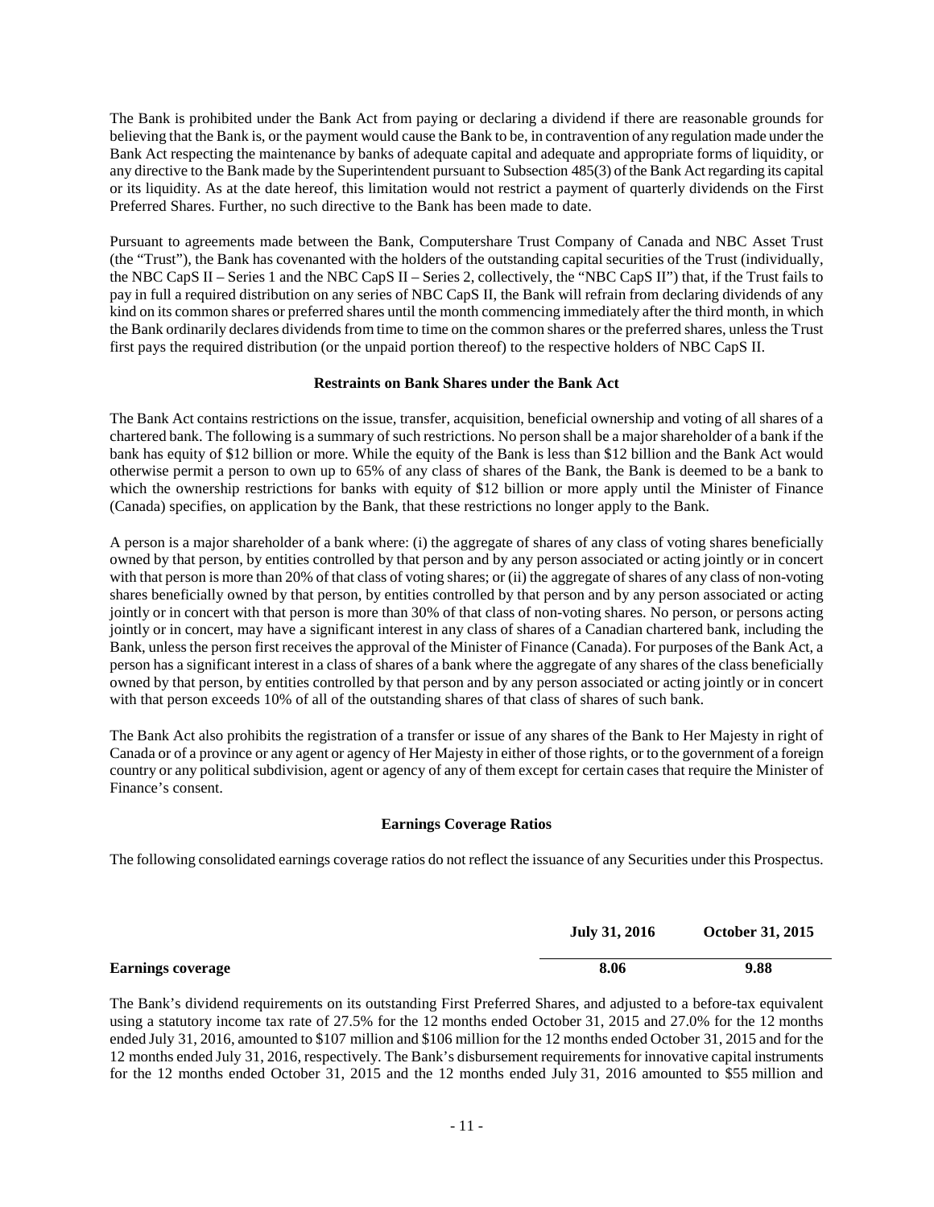The Bank is prohibited under the Bank Act from paying or declaring a dividend if there are reasonable grounds for believing that the Bank is, or the payment would cause the Bank to be, in contravention of any regulation made under the Bank Act respecting the maintenance by banks of adequate capital and adequate and appropriate forms of liquidity, or any directive to the Bank made by the Superintendent pursuant to Subsection 485(3) of the Bank Act regarding its capital or its liquidity. As at the date hereof, this limitation would not restrict a payment of quarterly dividends on the First Preferred Shares. Further, no such directive to the Bank has been made to date.

Pursuant to agreements made between the Bank, Computershare Trust Company of Canada and NBC Asset Trust (the "Trust"), the Bank has covenanted with the holders of the outstanding capital securities of the Trust (individually, the NBC CapS II – Series 1 and the NBC CapS II – Series 2, collectively, the "NBC CapS II") that, if the Trust fails to pay in full a required distribution on any series of NBC CapS II, the Bank will refrain from declaring dividends of any kind on its common shares or preferred shares until the month commencing immediately after the third month, in which the Bank ordinarily declares dividends from time to time on the common shares or the preferred shares, unless the Trust first pays the required distribution (or the unpaid portion thereof) to the respective holders of NBC CapS II.

**Restraints on Bank Shares under the Bank Act**

The Bank Act contains restrictions on the issue, transfer, acquisition, beneficial ownership and voting of all shares of a chartered bank. The following is a summary of such restrictions. No person shall be a major shareholder of a bank if the bank has equity of $12 billion or more. While the equity of the Bank is less than $12 billion and the Bank Act would otherwise permit a person to own up to 65% of any class of shares of the Bank, the Bank is deemed to be a bank to which the ownership restrictions for banks with equity of $12 billion or more apply until the Minister of Finance (Canada) specifies, on application by the Bank, that these restrictions no longer apply to the Bank.

A person is a major shareholder of a bank where: (i) the aggregate of shares of any class of voting shares beneficially owned by that person, by entities controlled by that person and by any person associated or acting jointly or in concert with that person is more than 20% of that class of voting shares; or (ii) the aggregate of shares of any class of non-voting shares beneficially owned by that person, by entities controlled by that person and by any person associated or acting jointly or in concert with that person is more than 30% of that class of non-voting shares. No person, or persons acting jointly or in concert, may have a significant interest in any class of shares of a Canadian chartered bank, including the Bank, unless the person first receives the approval of the Minister of Finance (Canada). For purposes of the Bank Act, a person has a significant interest in a class of shares of a bank where the aggregate of any shares of the class beneficially owned by that person, by entities controlled by that person and by any person associated or acting jointly or in concert with that person exceeds 10% of all of the outstanding shares of that class of shares of such bank.

The Bank Act also prohibits the registration of a transfer or issue of any shares of the Bank to Her Majesty in right of Canada or of a province or any agent or agency of Her Majesty in either of those rights, or to the government of a foreign country or any political subdivision, agent or agency of any of them except for certain cases that require the Minister of Finance's consent.

**Earnings Coverage Ratios**

The following consolidated earnings coverage ratios do not reflect the issuance of any Securities under this Prospectus.

| | July 31, 2016 | October 31, 2015 |
|---|---|---|
| **Earnings coverage** | 8.06 | 9.88 |

The Bank's dividend requirements on its outstanding First Preferred Shares, and adjusted to a before-tax equivalent using a statutory income tax rate of 27.5% for the 12 months ended October 31, 2015 and 27.0% for the 12 months ended July 31, 2016, amounted to $107 million and $106 million for the 12 months ended October 31, 2015 and for the 12 months ended July 31, 2016, respectively. The Bank's disbursement requirements for innovative capital instruments for the 12 months ended October 31, 2015 and the 12 months ended July 31, 2016 amounted to $55 million and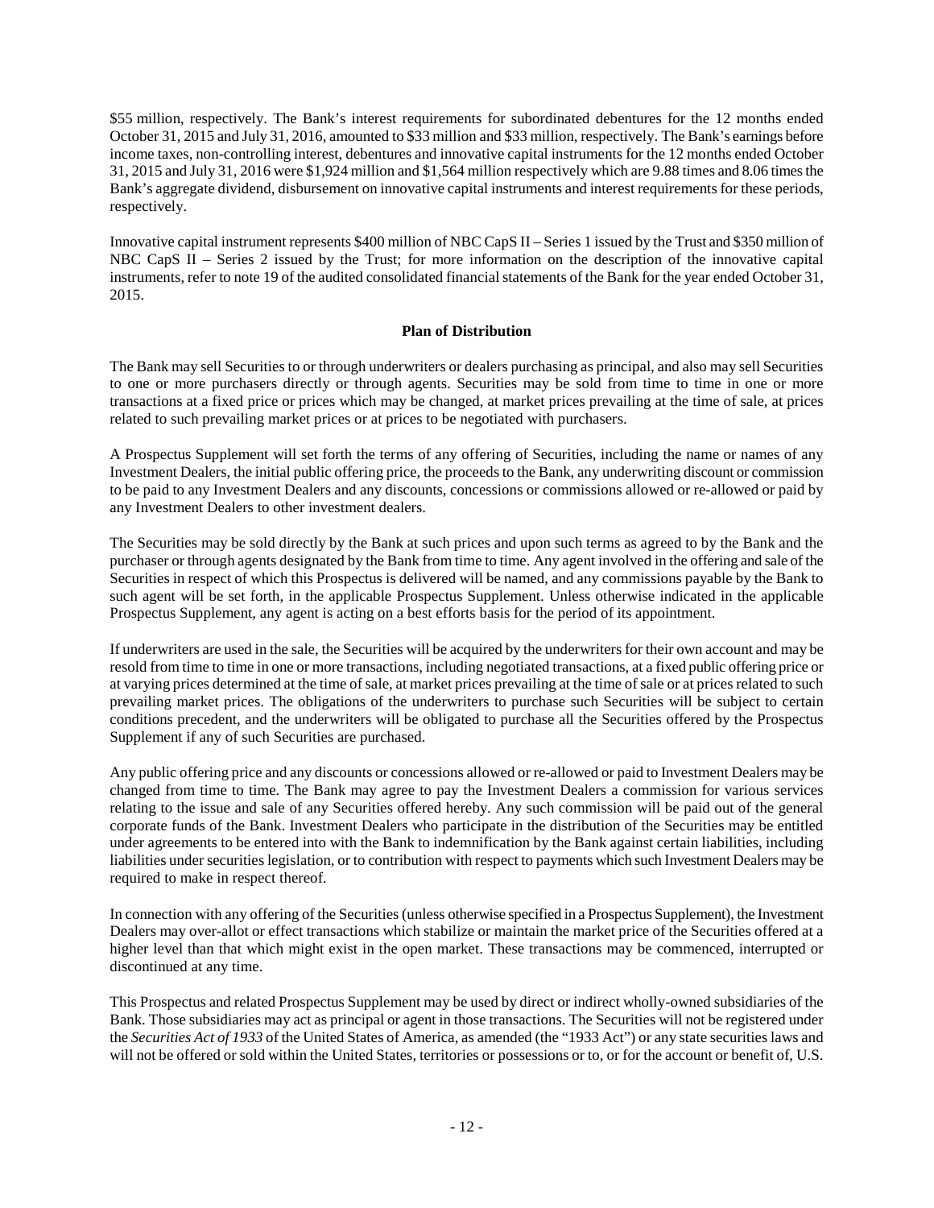$55 million, respectively. The Bank's interest requirements for subordinated debentures for the 12 months ended October 31, 2015 and July 31, 2016, amounted to $33 million and $33 million, respectively. The Bank's earnings before income taxes, non-controlling interest, debentures and innovative capital instruments for the 12 months ended October 31, 2015 and July 31, 2016 were $1,924 million and $1,564 million respectively which are 9.88 times and 8.06 times the Bank's aggregate dividend, disbursement on innovative capital instruments and interest requirements for these periods, respectively.

Innovative capital instrument represents $400 million of NBC CapS II – Series 1 issued by the Trust and $350 million of NBC CapS II – Series 2 issued by the Trust; for more information on the description of the innovative capital instruments, refer to note 19 of the audited consolidated financial statements of the Bank for the year ended October 31, 2015.

## Plan of Distribution

The Bank may sell Securities to or through underwriters or dealers purchasing as principal, and also may sell Securities to one or more purchasers directly or through agents. Securities may be sold from time to time in one or more transactions at a fixed price or prices which may be changed, at market prices prevailing at the time of sale, at prices related to such prevailing market prices or at prices to be negotiated with purchasers.

A Prospectus Supplement will set forth the terms of any offering of Securities, including the name or names of any Investment Dealers, the initial public offering price, the proceeds to the Bank, any underwriting discount or commission to be paid to any Investment Dealers and any discounts, concessions or commissions allowed or re-allowed or paid by any Investment Dealers to other investment dealers.

The Securities may be sold directly by the Bank at such prices and upon such terms as agreed to by the Bank and the purchaser or through agents designated by the Bank from time to time. Any agent involved in the offering and sale of the Securities in respect of which this Prospectus is delivered will be named, and any commissions payable by the Bank to such agent will be set forth, in the applicable Prospectus Supplement. Unless otherwise indicated in the applicable Prospectus Supplement, any agent is acting on a best efforts basis for the period of its appointment.

If underwriters are used in the sale, the Securities will be acquired by the underwriters for their own account and may be resold from time to time in one or more transactions, including negotiated transactions, at a fixed public offering price or at varying prices determined at the time of sale, at market prices prevailing at the time of sale or at prices related to such prevailing market prices. The obligations of the underwriters to purchase such Securities will be subject to certain conditions precedent, and the underwriters will be obligated to purchase all the Securities offered by the Prospectus Supplement if any of such Securities are purchased.

Any public offering price and any discounts or concessions allowed or re-allowed or paid to Investment Dealers may be changed from time to time. The Bank may agree to pay the Investment Dealers a commission for various services relating to the issue and sale of any Securities offered hereby. Any such commission will be paid out of the general corporate funds of the Bank. Investment Dealers who participate in the distribution of the Securities may be entitled under agreements to be entered into with the Bank to indemnification by the Bank against certain liabilities, including liabilities under securities legislation, or to contribution with respect to payments which such Investment Dealers may be required to make in respect thereof.

In connection with any offering of the Securities (unless otherwise specified in a Prospectus Supplement), the Investment Dealers may over-allot or effect transactions which stabilize or maintain the market price of the Securities offered at a higher level than that which might exist in the open market. These transactions may be commenced, interrupted or discontinued at any time.

This Prospectus and related Prospectus Supplement may be used by direct or indirect wholly-owned subsidiaries of the Bank. Those subsidiaries may act as principal or agent in those transactions. The Securities will not be registered under the *Securities Act of 1933* of the United States of America, as amended (the "1933 Act") or any state securities laws and will not be offered or sold within the United States, territories or possessions or to, or for the account or benefit of, U.S.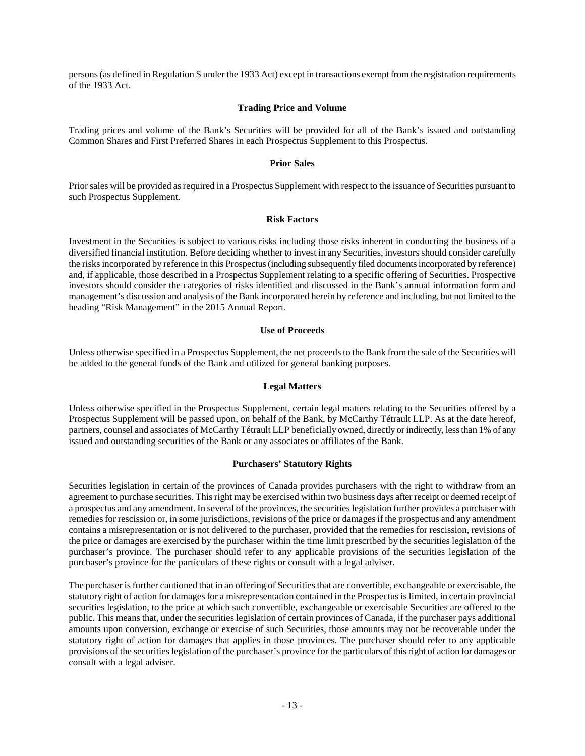persons (as defined in Regulation S under the 1933 Act) except in transactions exempt from the registration requirements of the 1933 Act.

## Trading Price and Volume

Trading prices and volume of the Bank's Securities will be provided for all of the Bank's issued and outstanding Common Shares and First Preferred Shares in each Prospectus Supplement to this Prospectus.

## Prior Sales

Prior sales will be provided as required in a Prospectus Supplement with respect to the issuance of Securities pursuant to such Prospectus Supplement.

## Risk Factors

Investment in the Securities is subject to various risks including those risks inherent in conducting the business of a diversified financial institution. Before deciding whether to invest in any Securities, investors should consider carefully the risks incorporated by reference in this Prospectus (including subsequently filed documents incorporated by reference) and, if applicable, those described in a Prospectus Supplement relating to a specific offering of Securities. Prospective investors should consider the categories of risks identified and discussed in the Bank's annual information form and management's discussion and analysis of the Bank incorporated herein by reference and including, but not limited to the heading "Risk Management" in the 2015 Annual Report.

## Use of Proceeds

Unless otherwise specified in a Prospectus Supplement, the net proceeds to the Bank from the sale of the Securities will be added to the general funds of the Bank and utilized for general banking purposes.

## Legal Matters

Unless otherwise specified in the Prospectus Supplement, certain legal matters relating to the Securities offered by a Prospectus Supplement will be passed upon, on behalf of the Bank, by McCarthy Tétrault LLP. As at the date hereof, partners, counsel and associates of McCarthy Tétrault LLP beneficially owned, directly or indirectly, less than 1% of any issued and outstanding securities of the Bank or any associates or affiliates of the Bank.

## Purchasers' Statutory Rights

Securities legislation in certain of the provinces of Canada provides purchasers with the right to withdraw from an agreement to purchase securities. This right may be exercised within two business days after receipt or deemed receipt of a prospectus and any amendment. In several of the provinces, the securities legislation further provides a purchaser with remedies for rescission or, in some jurisdictions, revisions of the price or damages if the prospectus and any amendment contains a misrepresentation or is not delivered to the purchaser, provided that the remedies for rescission, revisions of the price or damages are exercised by the purchaser within the time limit prescribed by the securities legislation of the purchaser's province. The purchaser should refer to any applicable provisions of the securities legislation of the purchaser's province for the particulars of these rights or consult with a legal adviser.

The purchaser is further cautioned that in an offering of Securities that are convertible, exchangeable or exercisable, the statutory right of action for damages for a misrepresentation contained in the Prospectus is limited, in certain provincial securities legislation, to the price at which such convertible, exchangeable or exercisable Securities are offered to the public. This means that, under the securities legislation of certain provinces of Canada, if the purchaser pays additional amounts upon conversion, exchange or exercise of such Securities, those amounts may not be recoverable under the statutory right of action for damages that applies in those provinces. The purchaser should refer to any applicable provisions of the securities legislation of the purchaser's province for the particulars of this right of action for damages or consult with a legal adviser.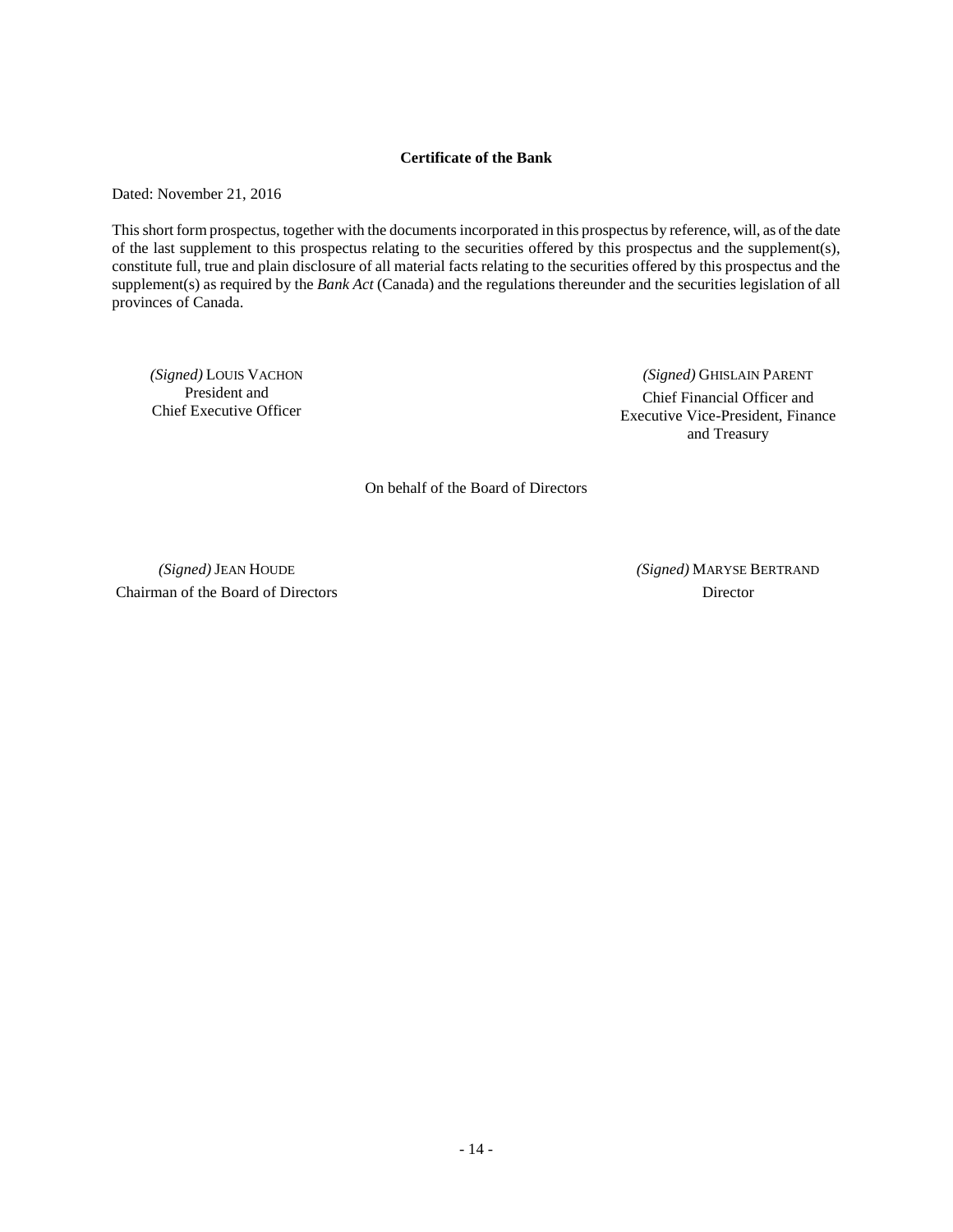**Certificate of the Bank**

Dated: November 21, 2016

This short form prospectus, together with the documents incorporated in this prospectus by reference, will, as of the date of the last supplement to this prospectus relating to the securities offered by this prospectus and the supplement(s), constitute full, true and plain disclosure of all material facts relating to the securities offered by this prospectus and the supplement(s) as required by the *Bank Act* (Canada) and the regulations thereunder and the securities legislation of all provinces of Canada.

*(Signed)* LOUIS VACHON
President and
Chief Executive Officer

*(Signed)* GHISLAIN PARENT
Chief Financial Officer and
Executive Vice-President, Finance and Treasury

On behalf of the Board of Directors

*(Signed)* JEAN HOUDE
Chairman of the Board of Directors

*(Signed)* MARYSE BERTRAND
Director